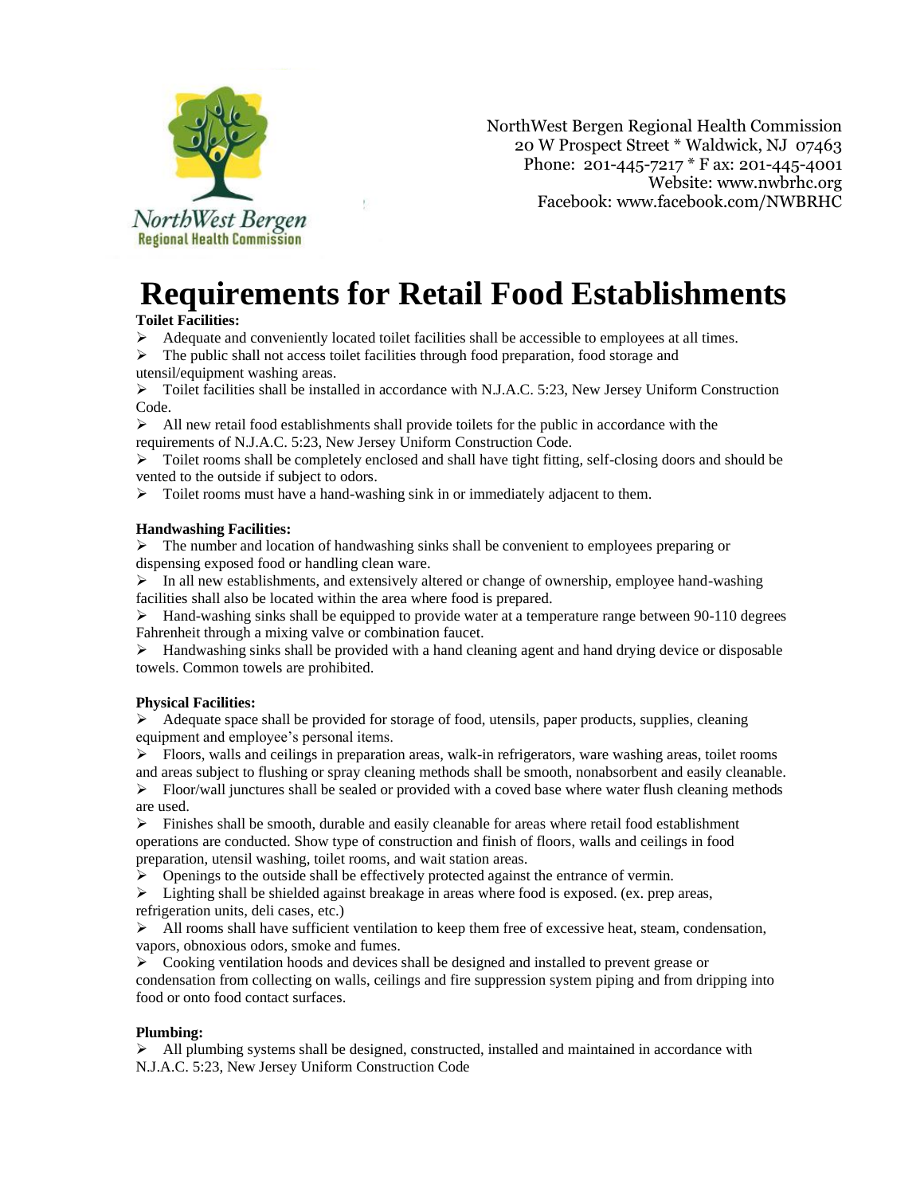NorthWest Bergen Regional Health Commission
20 W Prospect Street * Waldwick, NJ 07463
Phone: 201-445-7217 * F ax: 201-445-4001
Website: www.nwbrhc.org
Facebook: www.facebook.com/NWBRHC

# Requirements for Retail Food Establishments

**Toilet Facilities:**

- Adequate and conveniently located toilet facilities shall be accessible to employees at all times.
- The public shall not access toilet facilities through food preparation, food storage and utensil/equipment washing areas.
- Toilet facilities shall be installed in accordance with N.J.A.C. 5:23, New Jersey Uniform Construction Code.
- All new retail food establishments shall provide toilets for the public in accordance with the requirements of N.J.A.C. 5:23, New Jersey Uniform Construction Code.
- Toilet rooms shall be completely enclosed and shall have tight fitting, self-closing doors and should be vented to the outside if subject to odors.
- Toilet rooms must have a hand-washing sink in or immediately adjacent to them.

**Handwashing Facilities:**

- The number and location of handwashing sinks shall be convenient to employees preparing or dispensing exposed food or handling clean ware.
- In all new establishments, and extensively altered or change of ownership, employee hand-washing facilities shall also be located within the area where food is prepared.
- Hand-washing sinks shall be equipped to provide water at a temperature range between 90-110 degrees Fahrenheit through a mixing valve or combination faucet.
- Handwashing sinks shall be provided with a hand cleaning agent and hand drying device or disposable towels. Common towels are prohibited.

**Physical Facilities:**

- Adequate space shall be provided for storage of food, utensils, paper products, supplies, cleaning equipment and employee's personal items.
- Floors, walls and ceilings in preparation areas, walk-in refrigerators, ware washing areas, toilet rooms and areas subject to flushing or spray cleaning methods shall be smooth, nonabsorbent and easily cleanable.
- Floor/wall junctures shall be sealed or provided with a coved base where water flush cleaning methods are used.
- Finishes shall be smooth, durable and easily cleanable for areas where retail food establishment operations are conducted. Show type of construction and finish of floors, walls and ceilings in food preparation, utensil washing, toilet rooms, and wait station areas.
- Openings to the outside shall be effectively protected against the entrance of vermin.
- Lighting shall be shielded against breakage in areas where food is exposed. (ex. prep areas, refrigeration units, deli cases, etc.)
- All rooms shall have sufficient ventilation to keep them free of excessive heat, steam, condensation, vapors, obnoxious odors, smoke and fumes.
- Cooking ventilation hoods and devices shall be designed and installed to prevent grease or condensation from collecting on walls, ceilings and fire suppression system piping and from dripping into food or onto food contact surfaces.

**Plumbing:**

- All plumbing systems shall be designed, constructed, installed and maintained in accordance with N.J.A.C. 5:23, New Jersey Uniform Construction Code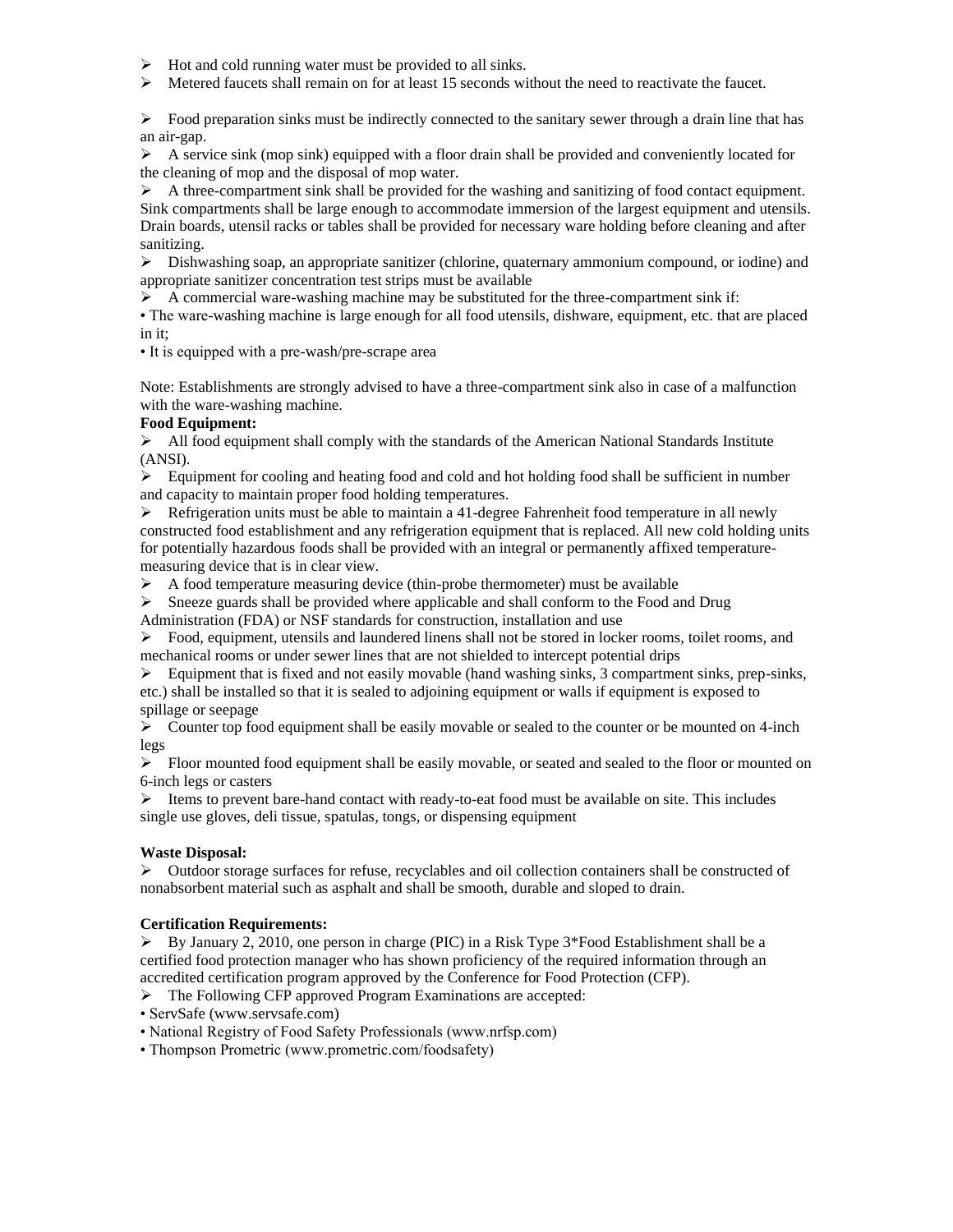- Hot and cold running water must be provided to all sinks.
- Metered faucets shall remain on for at least 15 seconds without the need to reactivate the faucet.

- Food preparation sinks must be indirectly connected to the sanitary sewer through a drain line that has an air-gap.
- A service sink (mop sink) equipped with a floor drain shall be provided and conveniently located for the cleaning of mop and the disposal of mop water.
- A three-compartment sink shall be provided for the washing and sanitizing of food contact equipment. Sink compartments shall be large enough to accommodate immersion of the largest equipment and utensils. Drain boards, utensil racks or tables shall be provided for necessary ware holding before cleaning and after sanitizing.
- Dishwashing soap, an appropriate sanitizer (chlorine, quaternary ammonium compound, or iodine) and appropriate sanitizer concentration test strips must be available
- A commercial ware-washing machine may be substituted for the three-compartment sink if:

• The ware-washing machine is large enough for all food utensils, dishware, equipment, etc. that are placed in it;
• It is equipped with a pre-wash/pre-scrape area

Note: Establishments are strongly advised to have a three-compartment sink also in case of a malfunction with the ware-washing machine.

**Food Equipment:**

- All food equipment shall comply with the standards of the American National Standards Institute (ANSI).
- Equipment for cooling and heating food and cold and hot holding food shall be sufficient in number and capacity to maintain proper food holding temperatures.
- Refrigeration units must be able to maintain a 41-degree Fahrenheit food temperature in all newly constructed food establishment and any refrigeration equipment that is replaced. All new cold holding units for potentially hazardous foods shall be provided with an integral or permanently affixed temperature-measuring device that is in clear view.
- A food temperature measuring device (thin-probe thermometer) must be available
- Sneeze guards shall be provided where applicable and shall conform to the Food and Drug Administration (FDA) or NSF standards for construction, installation and use
- Food, equipment, utensils and laundered linens shall not be stored in locker rooms, toilet rooms, and mechanical rooms or under sewer lines that are not shielded to intercept potential drips
- Equipment that is fixed and not easily movable (hand washing sinks, 3 compartment sinks, prep-sinks, etc.) shall be installed so that it is sealed to adjoining equipment or walls if equipment is exposed to spillage or seepage
- Counter top food equipment shall be easily movable or sealed to the counter or be mounted on 4-inch legs
- Floor mounted food equipment shall be easily movable, or seated and sealed to the floor or mounted on 6-inch legs or casters
- Items to prevent bare-hand contact with ready-to-eat food must be available on site. This includes single use gloves, deli tissue, spatulas, tongs, or dispensing equipment

**Waste Disposal:**

- Outdoor storage surfaces for refuse, recyclables and oil collection containers shall be constructed of nonabsorbent material such as asphalt and shall be smooth, durable and sloped to drain.

**Certification Requirements:**

- By January 2, 2010, one person in charge (PIC) in a Risk Type 3*Food Establishment shall be a certified food protection manager who has shown proficiency of the required information through an accredited certification program approved by the Conference for Food Protection (CFP).
- The Following CFP approved Program Examinations are accepted:

• ServSafe (www.servsafe.com)
• National Registry of Food Safety Professionals (www.nrfsp.com)
• Thompson Prometric (www.prometric.com/foodsafety)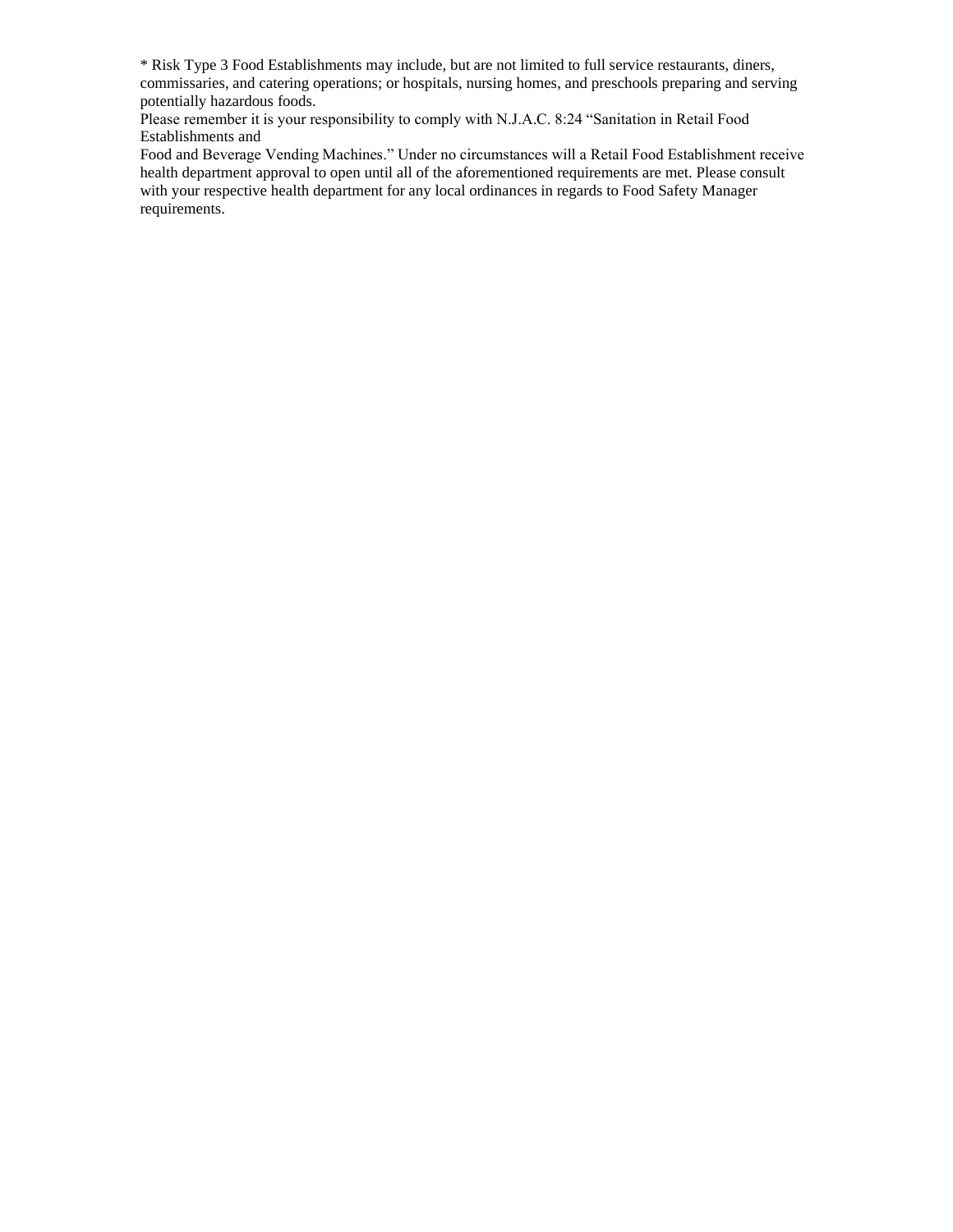* Risk Type 3 Food Establishments may include, but are not limited to full service restaurants, diners, commissaries, and catering operations; or hospitals, nursing homes, and preschools preparing and serving potentially hazardous foods.

Please remember it is your responsibility to comply with N.J.A.C. 8:24 “Sanitation in Retail Food Establishments and Food and Beverage Vending Machines.” Under no circumstances will a Retail Food Establishment receive health department approval to open until all of the aforementioned requirements are met. Please consult with your respective health department for any local ordinances in regards to Food Safety Manager requirements.